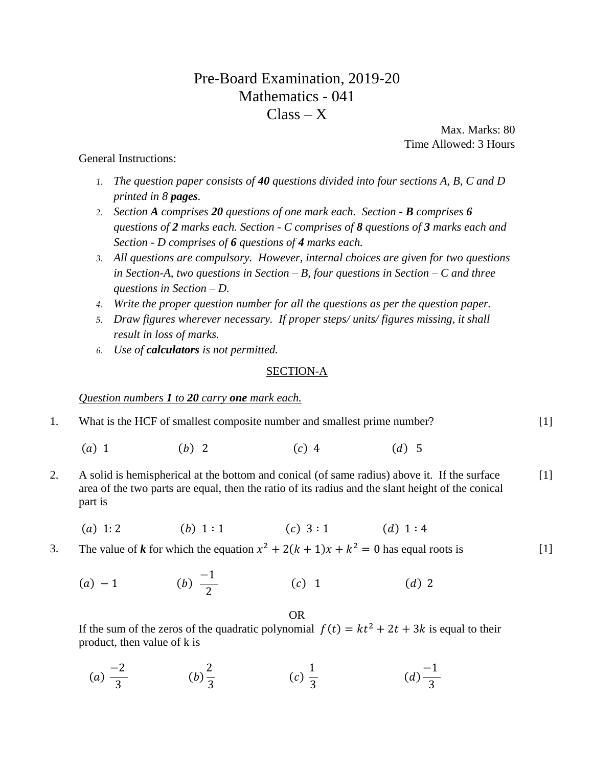# Pre-Board Examination, 2019-20
## Mathematics - 041
## Class – X

Max. Marks: 80
Time Allowed: 3 Hours

General Instructions:

1. *The question paper consists of **40** questions divided into four sections A, B, C and D printed in 8 **pages**.*
2. *Section **A** comprises **20** questions of one mark each. Section - **B** comprises **6** questions of **2** marks each. Section - C comprises of **8** questions of **3** marks each and Section - D comprises of **6** questions of **4** marks each.*
3. *All questions are compulsory. However, internal choices are given for two questions in Section-A, two questions in Section – B, four questions in Section – C and three questions in Section – D.*
4. *Write the proper question number for all the questions as per the question paper.*
5. *Draw figures wherever necessary. If proper steps/ units/ figures missing, it shall result in loss of marks.*
6. *Use of **calculators** is not permitted.*

## SECTION-A

*Question numbers **1** to **20** carry **one** mark each.*

1. What is the HCF of smallest composite number and smallest prime number? [1]

   $(a)$ 1 $\quad$ $(b)$ 2 $\quad$ $(c)$ 4 $\quad$ $(d)$ 5

2. A solid is hemispherical at the bottom and conical (of same radius) above it. If the surface area of the two parts are equal, then the ratio of its radius and the slant height of the conical part is [1]

   $(a)$ $1:2$ $\quad$ $(b)$ $1:1$ $\quad$ $(c)$ $3:1$ $\quad$ $(d)$ $1:4$

3. The value of ***k*** for which the equation $x^2 + 2(k+1)x + k^2 = 0$ has equal roots is [1]

   $(a)$ $-1$ $\quad$ $(b)$ $\frac{-1}{2}$ $\quad$ $(c)$ $1$ $\quad$ $(d)$ $2$

   OR

   If the sum of the zeros of the quadratic polynomial $f(t) = kt^2 + 2t + 3k$ is equal to their product, then value of k is

   $(a)$ $\frac{-2}{3}$ $\quad$ $(b)$ $\frac{2}{3}$ $\quad$ $(c)$ $\frac{1}{3}$ $\quad$ $(d)$ $\frac{-1}{3}$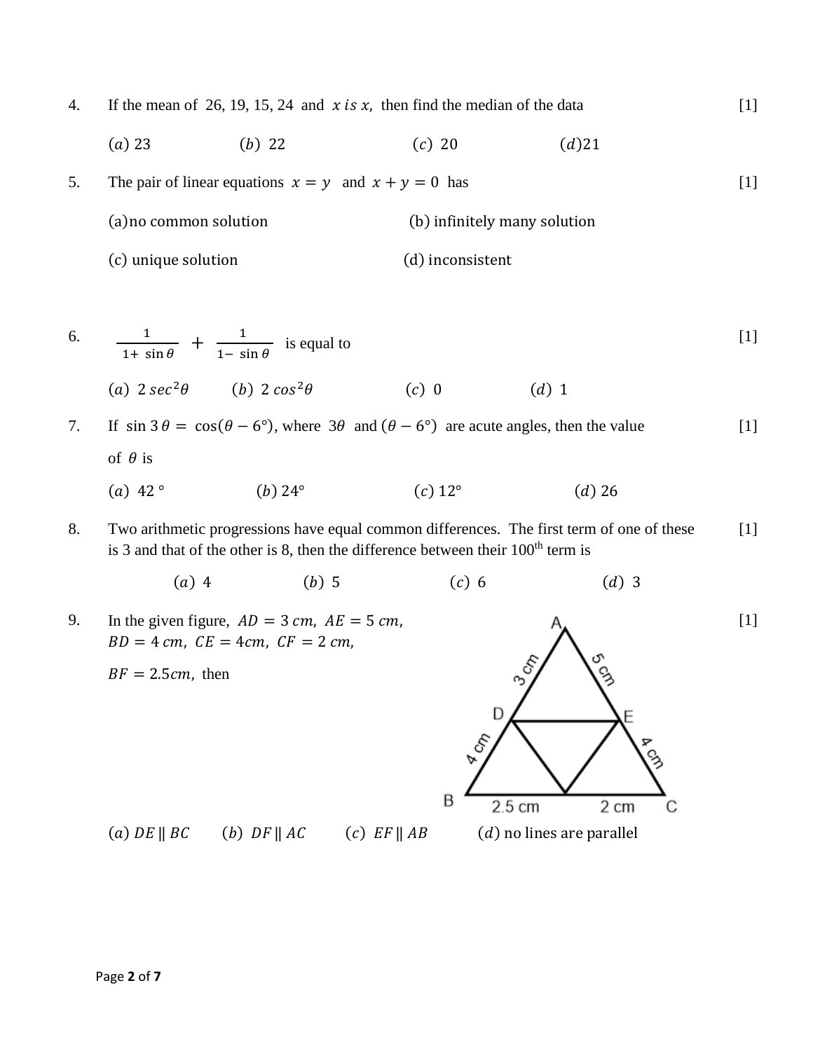4. If the mean of 26, 19, 15, 24 and $x$ *is* $x$, then find the median of the data [1]

   $(a)$ 23 $(b)$ 22 $(c)$ 20 $(d)$21

5. The pair of linear equations $x = y$ and $x + y = 0$ has [1]

   (a)no common solution (b) infinitely many solution

   (c) unique solution (d) inconsistent

6. $\frac{1}{1+\sin\theta} + \frac{1}{1-\sin\theta}$ is equal to [1]

   $(a)$ $2\,sec^2\theta$ $(b)$ $2\,cos^2\theta$ $(c)$ 0 $(d)$ 1

7. If $\sin 3\theta = \cos(\theta - 6°)$, where $3\theta$ and $(\theta - 6°)$ are acute angles, then the value of $\theta$ is [1]

   $(a)$ 42 ° $(b)$ 24° $(c)$ 12° $(d)$ 26

8. Two arithmetic progressions have equal common differences. The first term of one of these is 3 and that of the other is 8, then the difference between their 100th term is [1]

   $(a)$ 4 $(b)$ 5 $(c)$ 6 $(d)$ 3

9. In the given figure, $AD = 3\ cm$, $AE = 5\ cm$, $BD = 4\ cm$, $CE = 4cm$, $CF = 2\ cm$, $BF = 2.5cm$, then [1]

   $(a)$ $DE \parallel BC$ $(b)$ $DF \parallel AC$ $(c)$ $EF \parallel AB$ $(d)$ no lines are parallel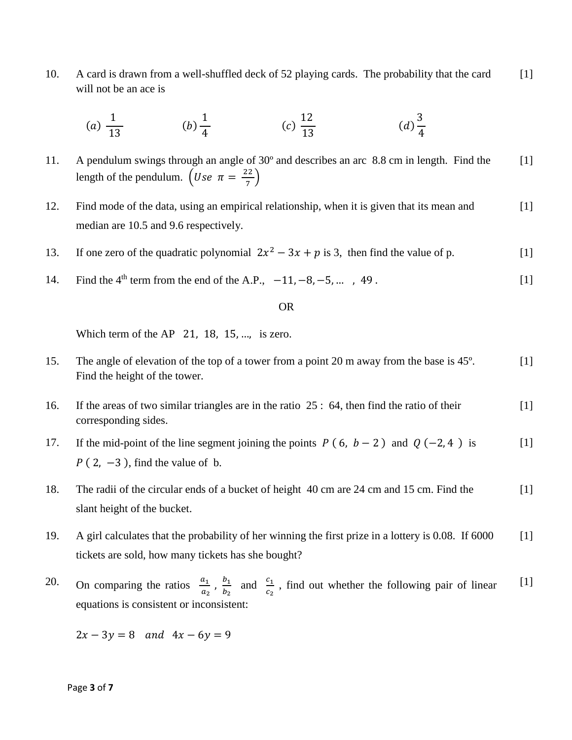10. A card is drawn from a well-shuffled deck of 52 playing cards. The probability that the card will not be an ace is [1]

    (a) $\frac{1}{13}$ (b) $\frac{1}{4}$ (c) $\frac{12}{13}$ (d) $\frac{3}{4}$

11. A pendulum swings through an angle of 30º and describes an arc 8.8 cm in length. Find the length of the pendulum. $\left(Use\ \pi = \frac{22}{7}\right)$ [1]

12. Find mode of the data, using an empirical relationship, when it is given that its mean and median are 10.5 and 9.6 respectively. [1]

13. If one zero of the quadratic polynomial $2x^2 - 3x + p$ is 3, then find the value of p. [1]

14. Find the 4th term from the end of the A.P., $-11, -8, -5, \ldots\ ,\ 49$ . [1]

    OR

    Which term of the AP $21,\ 18,\ 15, \ldots,$ is zero.

15. The angle of elevation of the top of a tower from a point 20 m away from the base is 45º. Find the height of the tower. [1]

16. If the areas of two similar triangles are in the ratio 25 : 64, then find the ratio of their corresponding sides. [1]

17. If the mid-point of the line segment joining the points $P\ (6,\ b-2)$ and $Q\ (-2, 4)$ is $P\ (2,\ -3)$, find the value of b. [1]

18. The radii of the circular ends of a bucket of height 40 cm are 24 cm and 15 cm. Find the slant height of the bucket. [1]

19. A girl calculates that the probability of her winning the first prize in a lottery is 0.08. If 6000 tickets are sold, how many tickets has she bought? [1]

20. On comparing the ratios $\frac{a_1}{a_2}$, $\frac{b_1}{b_2}$ and $\frac{c_1}{c_2}$, find out whether the following pair of linear equations is consistent or inconsistent: [1]

    $2x - 3y = 8 \quad and \quad 4x - 6y = 9$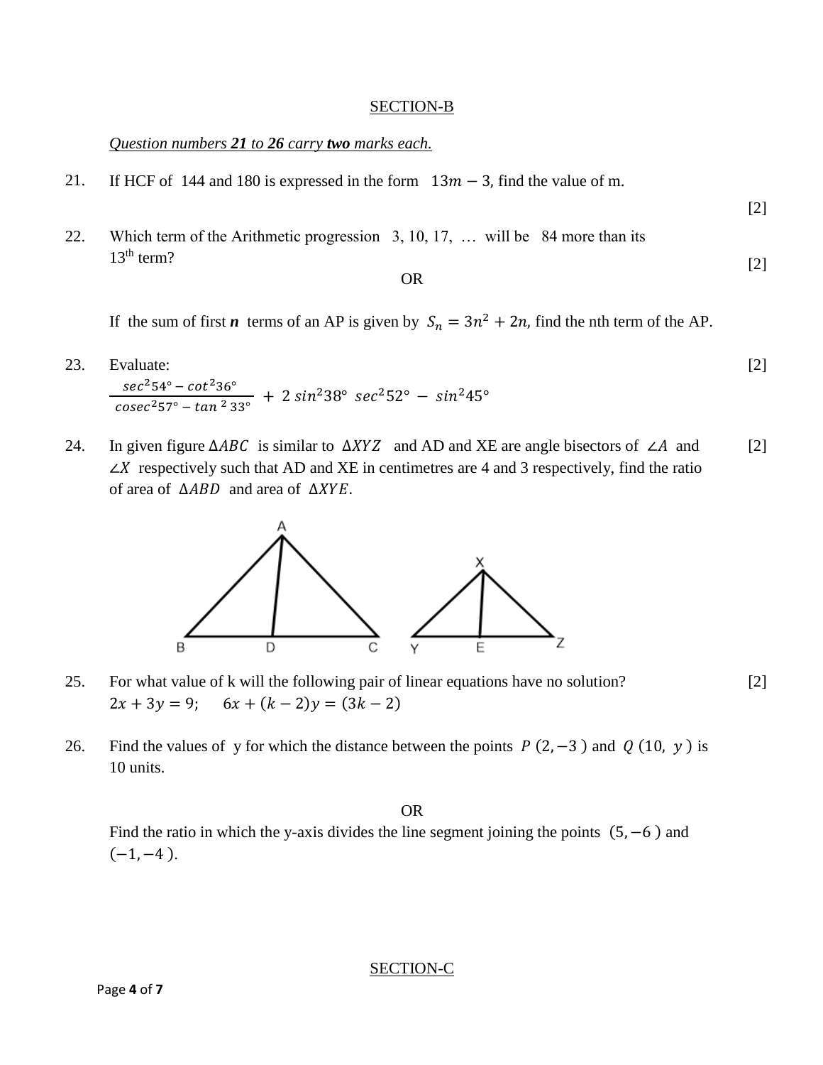## SECTION-B

*Question numbers **21** to **26** carry **two** marks each.*

21. If HCF of 144 and 180 is expressed in the form $13m - 3$, find the value of m. [2]

22. Which term of the Arithmetic progression 3, 10, 17, … will be 84 more than its $13^{th}$ term? [2]

OR

If the sum of first ***n*** terms of an AP is given by $S_n = 3n^2 + 2n$, find the nth term of the AP.

23. Evaluate: [2]

$$\frac{sec^2 54° - cot^2 36°}{cosec^2 57° - tan^2 33°} + 2\, sin^2 38° \; sec^2 52° - sin^2 45°$$

24. In given figure $\Delta ABC$ is similar to $\Delta XYZ$ and AD and XE are angle bisectors of $\angle A$ and $\angle X$ respectively such that AD and XE in centimetres are 4 and 3 respectively, find the ratio of area of $\Delta ABD$ and area of $\Delta XYE$. [2]

25. For what value of k will the following pair of linear equations have no solution? [2]
$2x + 3y = 9$; $6x + (k - 2)y = (3k - 2)$

26. Find the values of y for which the distance between the points $P\,(2, -3)$ and $Q\,(10,\ y)$ is 10 units.

OR

Find the ratio in which the y-axis divides the line segment joining the points $(5, -6)$ and $(-1, -4)$.

## SECTION-C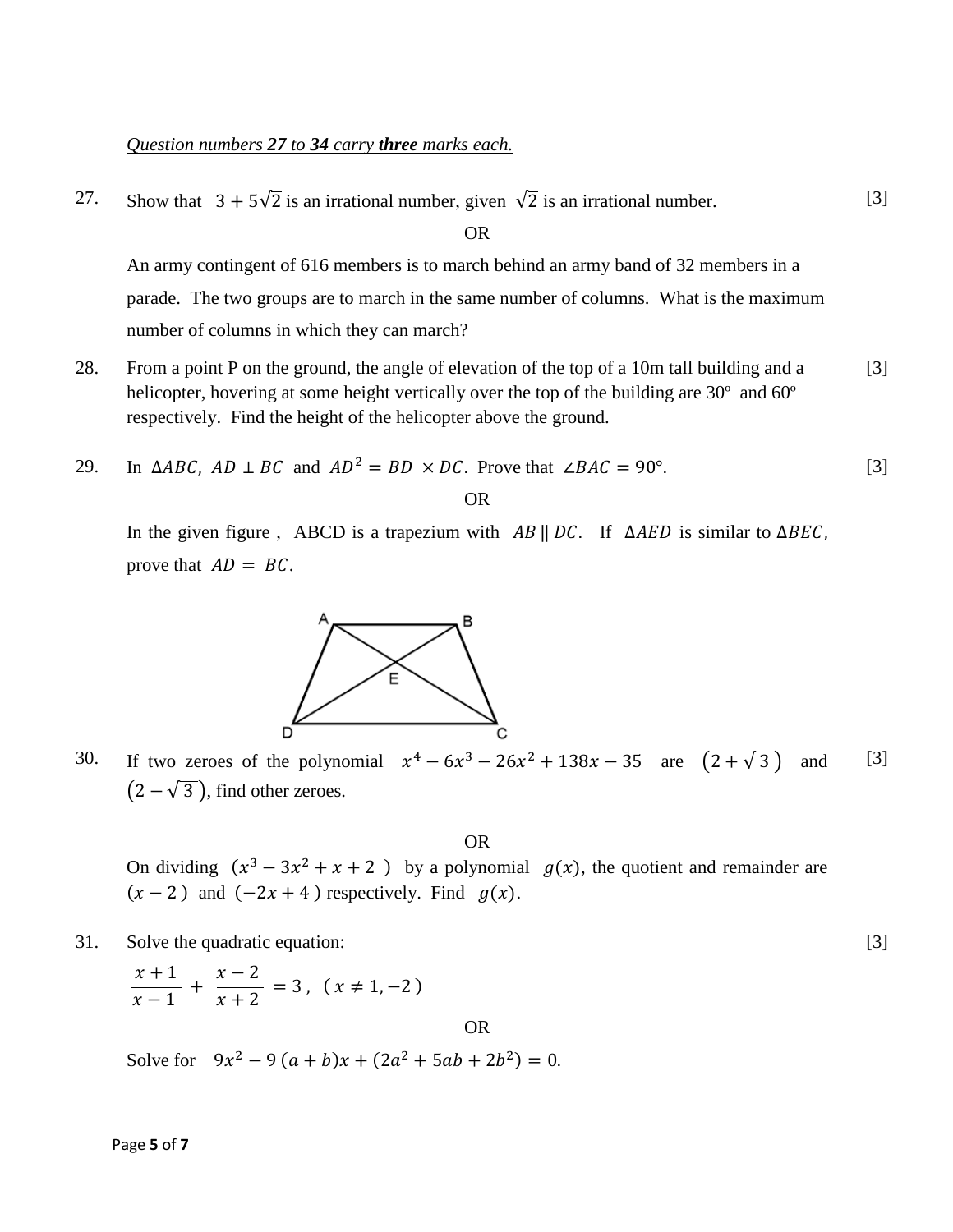*Question numbers **27** to **34** carry **three** marks each.*

27. Show that $3 + 5\sqrt{2}$ is an irrational number, given $\sqrt{2}$ is an irrational number. [3]

OR

An army contingent of 616 members is to march behind an army band of 32 members in a parade. The two groups are to march in the same number of columns. What is the maximum number of columns in which they can march?

28. From a point P on the ground, the angle of elevation of the top of a 10m tall building and a helicopter, hovering at some height vertically over the top of the building are 30º and 60º respectively. Find the height of the helicopter above the ground. [3]

29. In $\Delta ABC$, $AD \perp BC$ and $AD^2 = BD \times DC$. Prove that $\angle BAC = 90°$. [3]

OR

In the given figure, ABCD is a trapezium with $AB \parallel DC$. If $\Delta AED$ is similar to $\Delta BEC$, prove that $AD = BC$.

30. If two zeroes of the polynomial $x^4 - 6x^3 - 26x^2 + 138x - 35$ are $\left(2 + \sqrt{3}\right)$ and $\left(2 - \sqrt{3}\right)$, find other zeroes. [3]

OR

On dividing $(x^3 - 3x^2 + x + 2)$ by a polynomial $g(x)$, the quotient and remainder are $(x - 2)$ and $(-2x + 4)$ respectively. Find $g(x)$.

31. Solve the quadratic equation: [3]

$$\frac{x+1}{x-1} + \frac{x-2}{x+2} = 3, \quad (x \neq 1, -2)$$

OR

Solve for $9x^2 - 9(a+b)x + (2a^2 + 5ab + 2b^2) = 0$.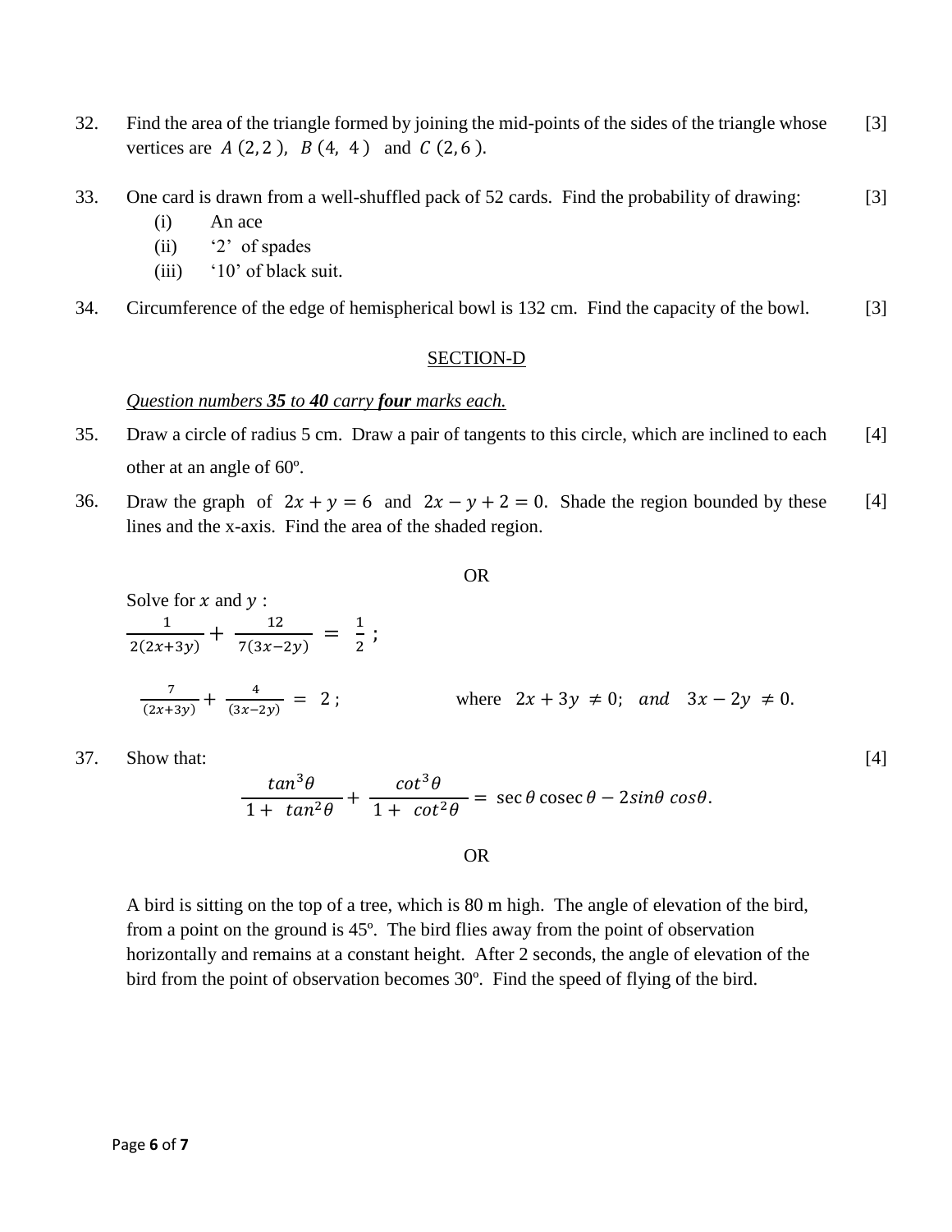32. Find the area of the triangle formed by joining the mid-points of the sides of the triangle whose vertices are $A\,(2, 2\,)$, $B\,(4,\ 4\,)$ and $C\,(2, 6\,)$. [3]

33. One card is drawn from a well-shuffled pack of 52 cards. Find the probability of drawing: [3]
    - (i) An ace
    - (ii) '2' of spades
    - (iii) '10' of black suit.

34. Circumference of the edge of hemispherical bowl is 132 cm. Find the capacity of the bowl. [3]

## SECTION-D

*Question numbers **35** to **40** carry **four** marks each.*

35. Draw a circle of radius 5 cm. Draw a pair of tangents to this circle, which are inclined to each other at an angle of 60º. [4]

36. Draw the graph of $2x + y = 6$ and $2x - y + 2 = 0$. Shade the region bounded by these lines and the x-axis. Find the area of the shaded region. [4]

OR

Solve for $x$ and $y$ :

$$\frac{1}{2(2x+3y)} + \frac{12}{7(3x-2y)} = \frac{1}{2}\ ;$$

$$\frac{7}{(2x+3y)} + \frac{4}{(3x-2y)} = 2\ ; \qquad \text{where} \quad 2x + 3y \neq 0; \quad and \quad 3x - 2y \neq 0.$$

37. Show that: [4]

$$\frac{tan^3\theta}{1 + \ tan^2\theta} + \frac{cot^3\theta}{1 + \ cot^2\theta} = \sec\theta \operatorname{cosec}\theta - 2sin\theta\ cos\theta.$$

OR

A bird is sitting on the top of a tree, which is 80 m high. The angle of elevation of the bird, from a point on the ground is 45º. The bird flies away from the point of observation horizontally and remains at a constant height. After 2 seconds, the angle of elevation of the bird from the point of observation becomes 30º. Find the speed of flying of the bird.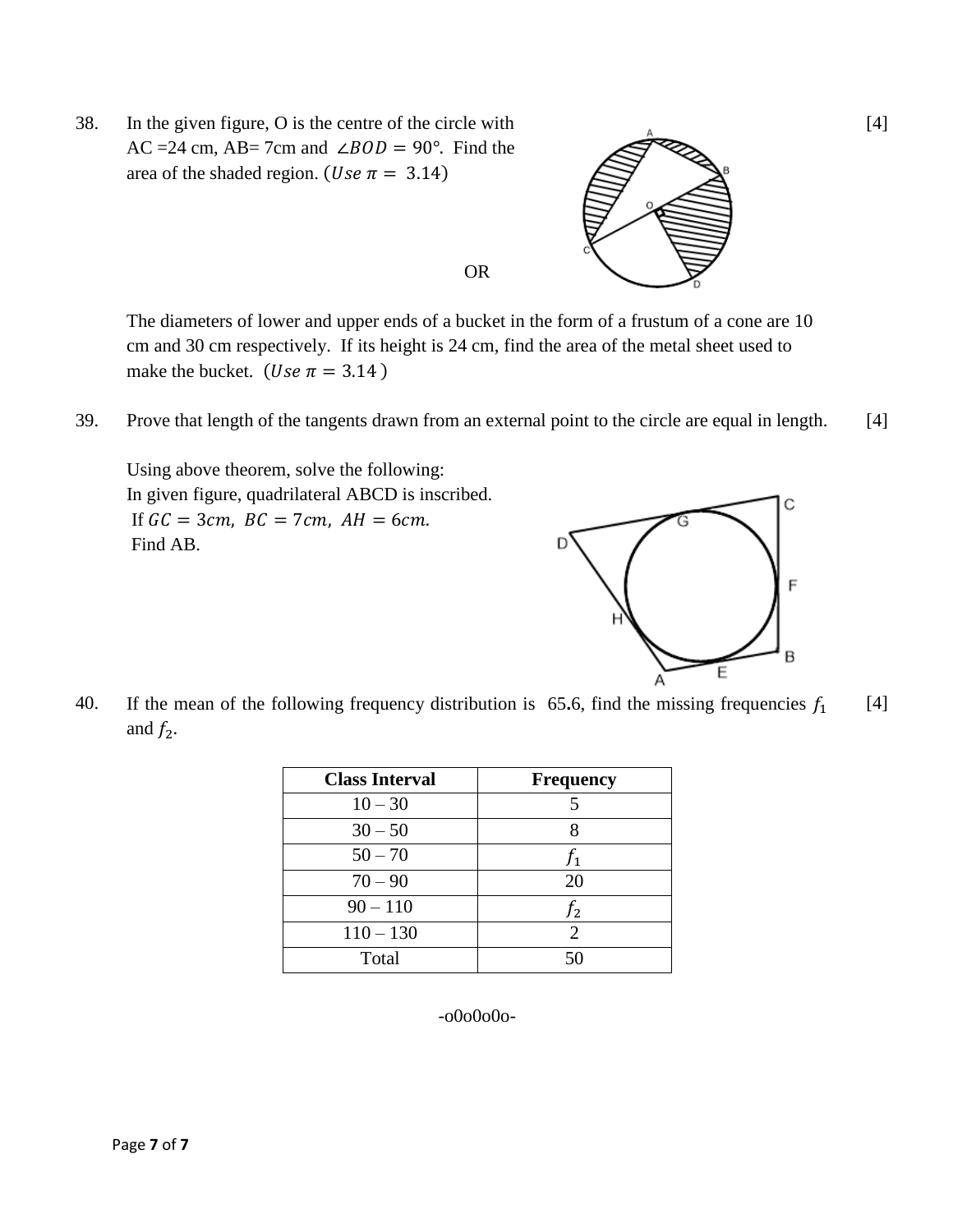38. In the given figure, O is the centre of the circle with AC =24 cm, AB= 7cm and $\angle BOD = 90°$. Find the area of the shaded region. ($Use\ \pi = 3.14$) [4]

OR

The diameters of lower and upper ends of a bucket in the form of a frustum of a cone are 10 cm and 30 cm respectively. If its height is 24 cm, find the area of the metal sheet used to make the bucket. ($Use\ \pi = 3.14$)

39. Prove that length of the tangents drawn from an external point to the circle are equal in length. [4]

Using above theorem, solve the following:
In given figure, quadrilateral ABCD is inscribed.
If $GC = 3cm,\ BC = 7cm,\ AH = 6cm.$
Find AB.

40. If the mean of the following frequency distribution is 65.6, find the missing frequencies $f_1$ and $f_2$. [4]

| Class Interval | Frequency |
|---|---|
| 10 – 30 | 5 |
| 30 – 50 | 8 |
| 50 – 70 | $f_1$ |
| 70 – 90 | 20 |
| 90 – 110 | $f_2$ |
| 110 – 130 | 2 |
| Total | 50 |

-o0o0o0o-